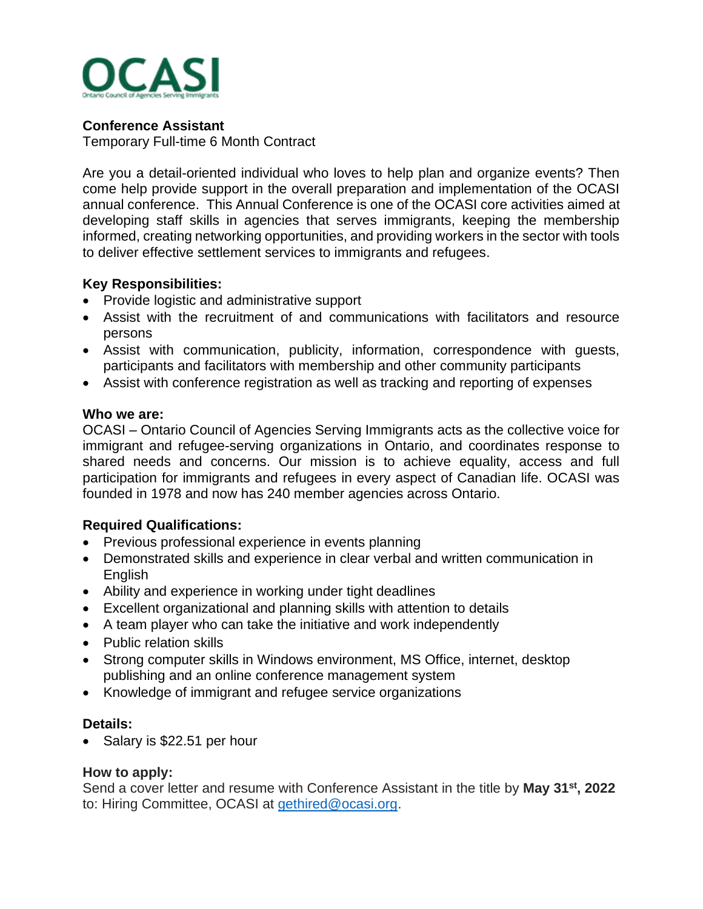OCASI
Ontario Council of Agencies Serving Immigrants

**Conference Assistant**
Temporary Full-time 6 Month Contract

Are you a detail-oriented individual who loves to help plan and organize events? Then come help provide support in the overall preparation and implementation of the OCASI annual conference. This Annual Conference is one of the OCASI core activities aimed at developing staff skills in agencies that serves immigrants, keeping the membership informed, creating networking opportunities, and providing workers in the sector with tools to deliver effective settlement services to immigrants and refugees.

**Key Responsibilities:**

- Provide logistic and administrative support
- Assist with the recruitment of and communications with facilitators and resource persons
- Assist with communication, publicity, information, correspondence with guests, participants and facilitators with membership and other community participants
- Assist with conference registration as well as tracking and reporting of expenses

**Who we are:**
OCASI – Ontario Council of Agencies Serving Immigrants acts as the collective voice for immigrant and refugee-serving organizations in Ontario, and coordinates response to shared needs and concerns. Our mission is to achieve equality, access and full participation for immigrants and refugees in every aspect of Canadian life. OCASI was founded in 1978 and now has 240 member agencies across Ontario.

**Required Qualifications:**

- Previous professional experience in events planning
- Demonstrated skills and experience in clear verbal and written communication in English
- Ability and experience in working under tight deadlines
- Excellent organizational and planning skills with attention to details
- A team player who can take the initiative and work independently
- Public relation skills
- Strong computer skills in Windows environment, MS Office, internet, desktop publishing and an online conference management system
- Knowledge of immigrant and refugee service organizations

**Details:**

- Salary is $22.51 per hour

**How to apply:**
Send a cover letter and resume with Conference Assistant in the title by **May 31st, 2022** to: Hiring Committee, OCASI at gethired@ocasi.org.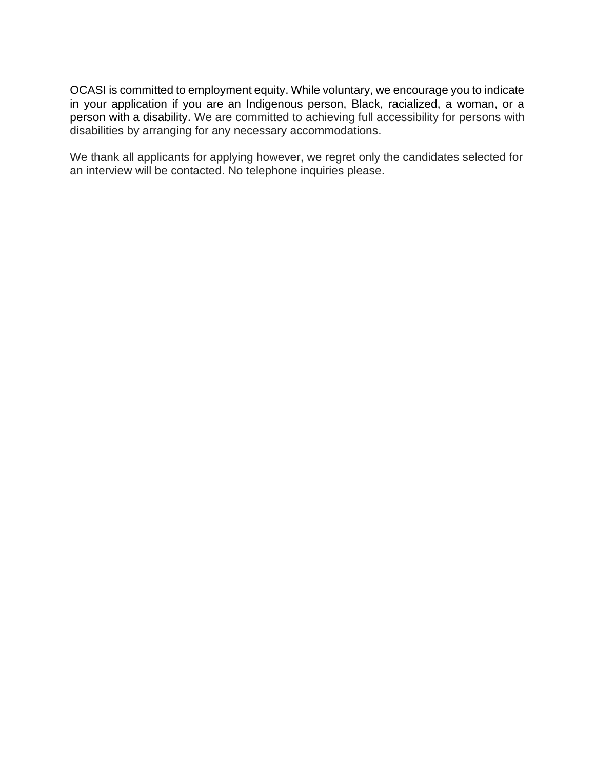OCASI is committed to employment equity. While voluntary, we encourage you to indicate in your application if you are an Indigenous person, Black, racialized, a woman, or a person with a disability. We are committed to achieving full accessibility for persons with disabilities by arranging for any necessary accommodations.

We thank all applicants for applying however, we regret only the candidates selected for an interview will be contacted. No telephone inquiries please.